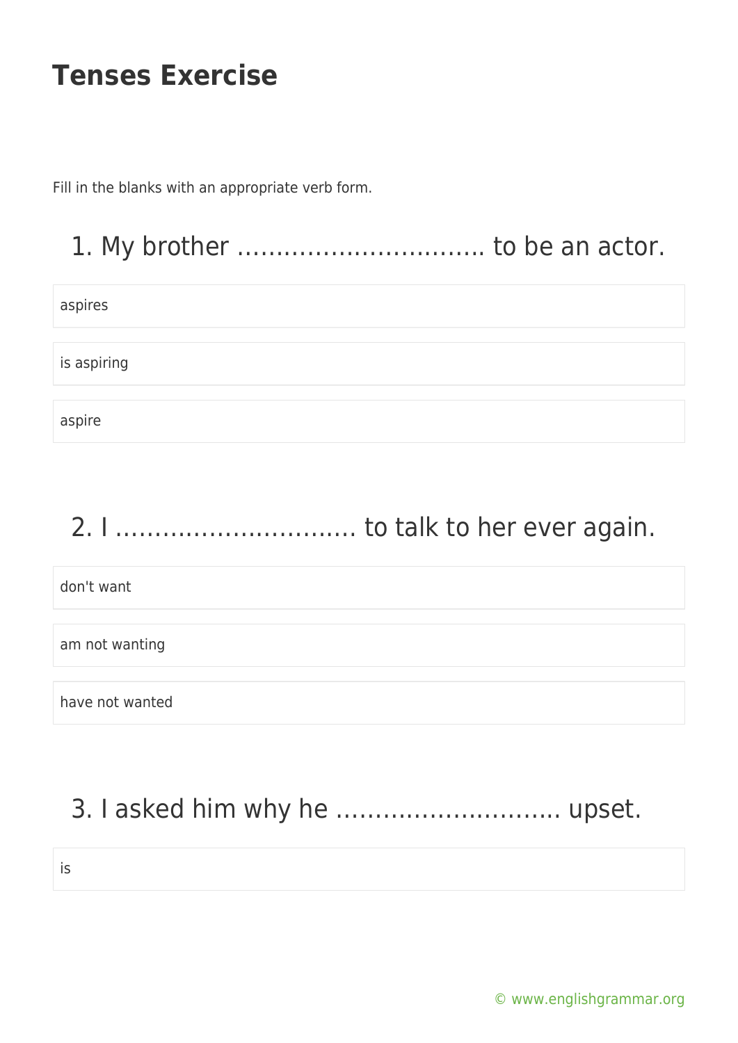# Tenses Exercise

Fill in the blanks with an appropriate verb form.

## 1. My brother ………………………….. to be an actor.

- aspires
- is aspiring
- aspire

## 2. I ………………………… to talk to her ever again.

- don't want
- am not wanting
- have not wanted

## 3. I asked him why he ……………………….. upset.

- is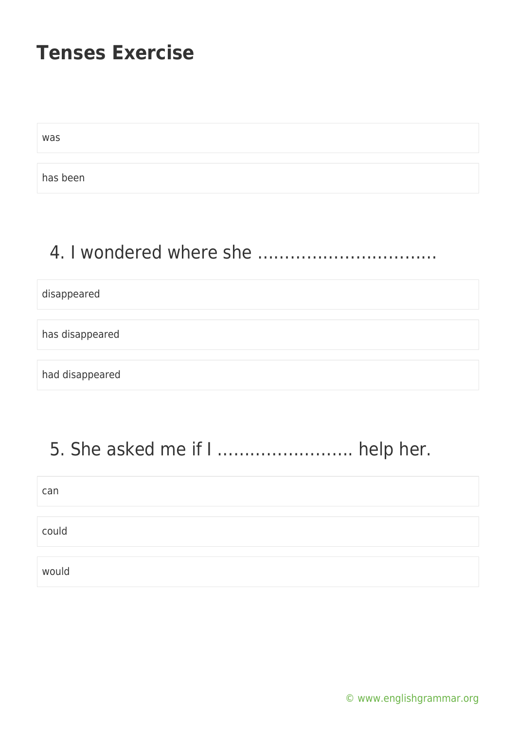# Tenses Exercise

was

has been

## 4. I wondered where she ……………………………

disappeared

has disappeared

had disappeared

## 5. She asked me if I ……………………. help her.

can

could

would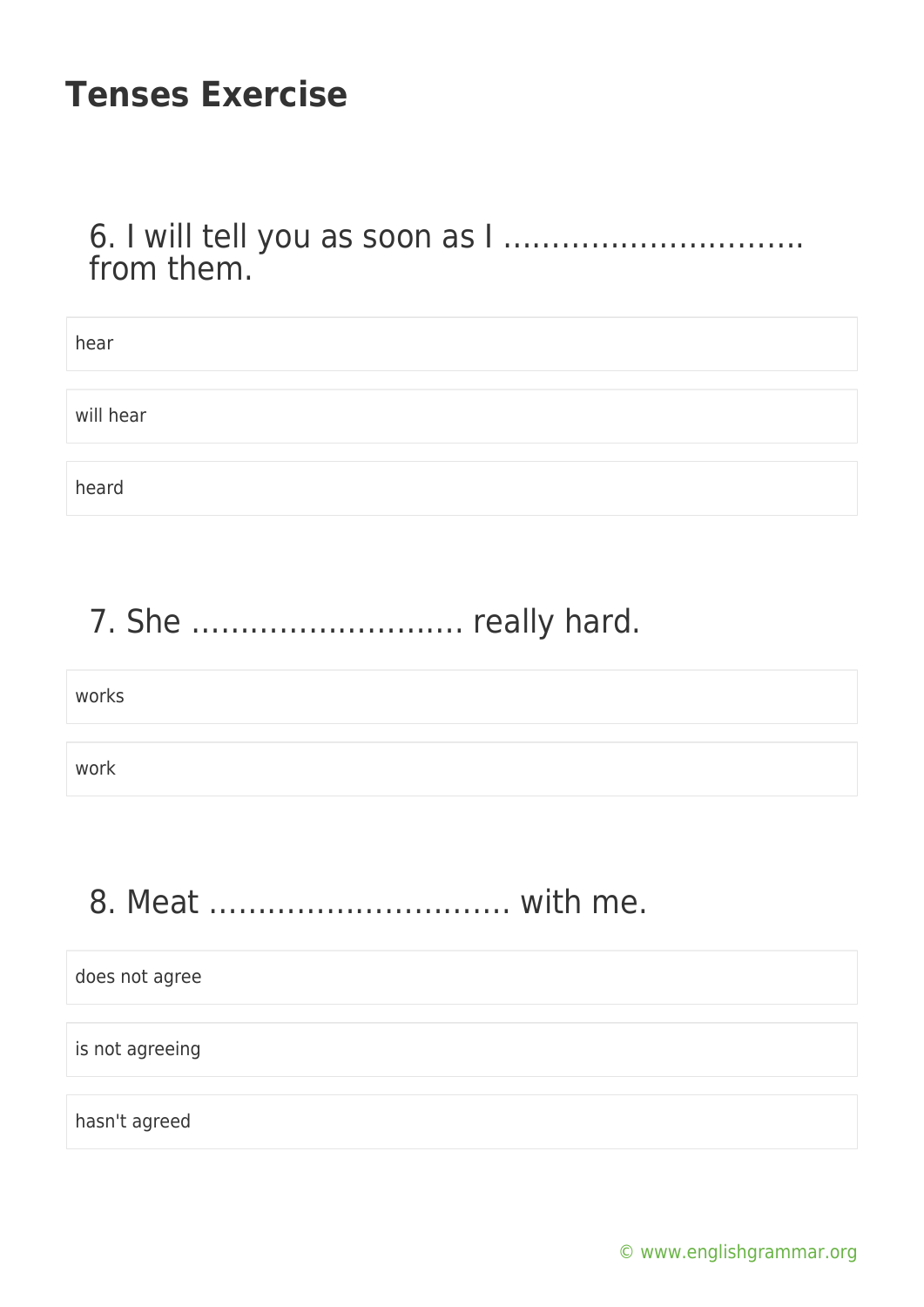# Tenses Exercise

## 6. I will tell you as soon as I ………………………… from them.

- hear
- will hear
- heard

## 7. She ……………………… really hard.

- works
- work

## 8. Meat ………………………… with me.

- does not agree
- is not agreeing
- hasn't agreed

© www.englishgrammar.org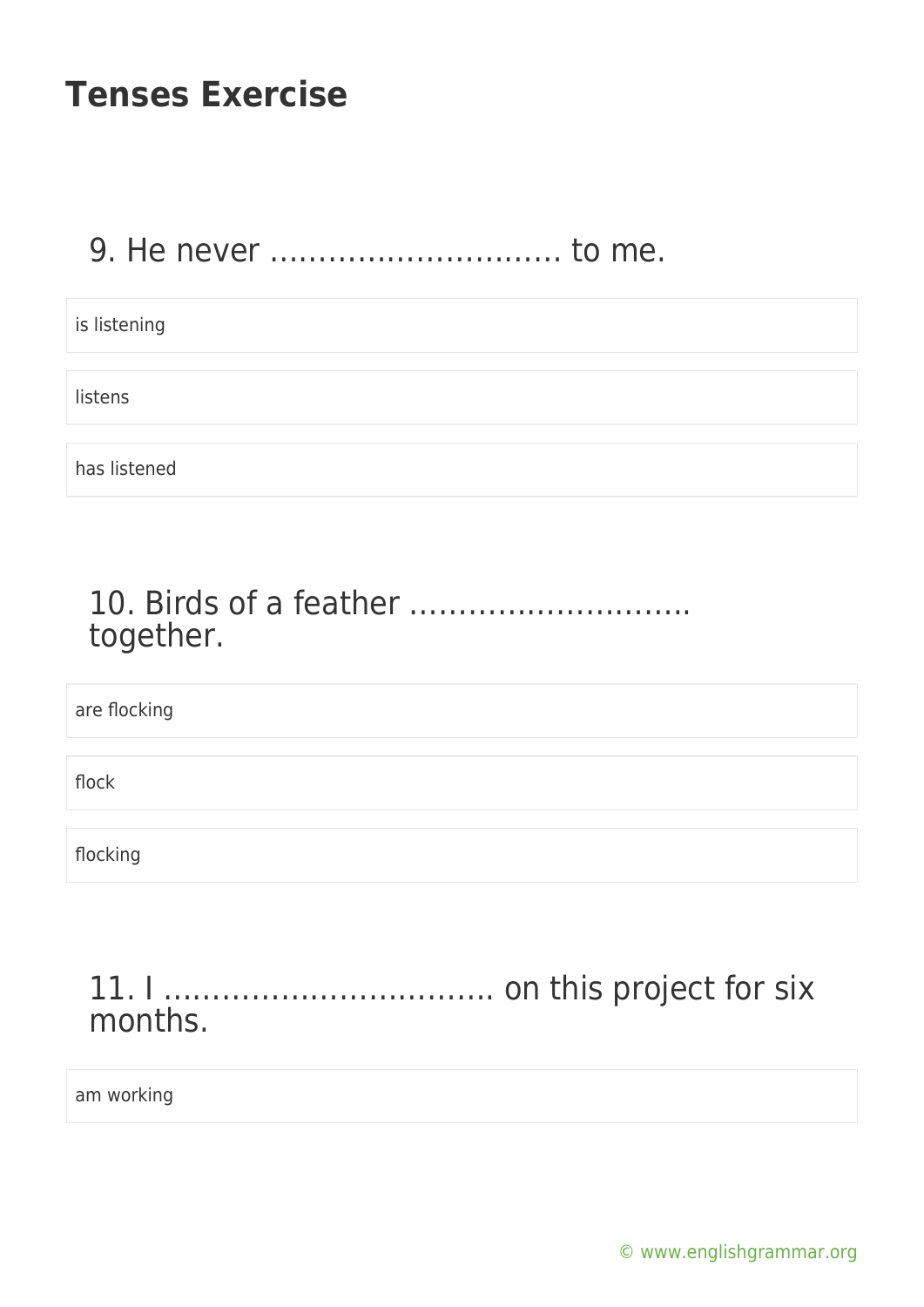# Tenses Exercise

9. He never ............................ to me.

- is listening
- listens
- has listened

10. Birds of a feather .......................... together.

- are flocking
- flock
- flocking

11. I ................................ on this project for six months.

- am working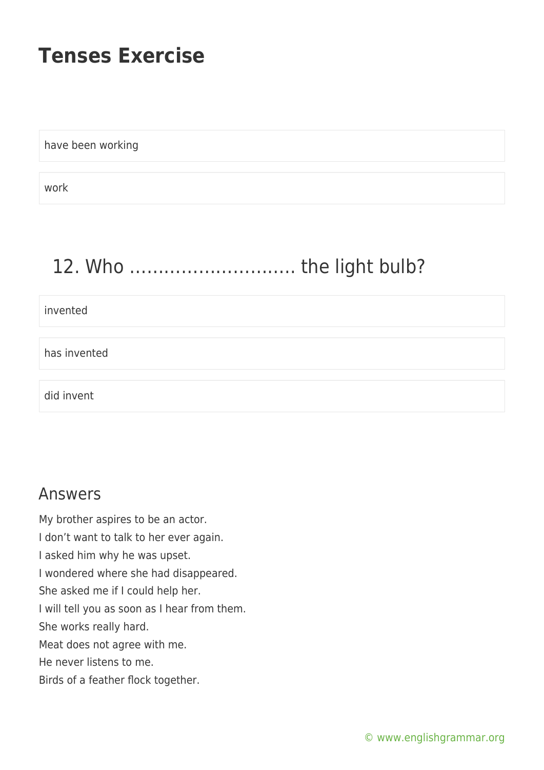# Tenses Exercise

have been working

work

## 12. Who ……………………….. the light bulb?

invented

has invented

did invent

## Answers

My brother aspires to be an actor.
I don't want to talk to her ever again.
I asked him why he was upset.
I wondered where she had disappeared.
She asked me if I could help her.
I will tell you as soon as I hear from them.
She works really hard.
Meat does not agree with me.
He never listens to me.
Birds of a feather flock together.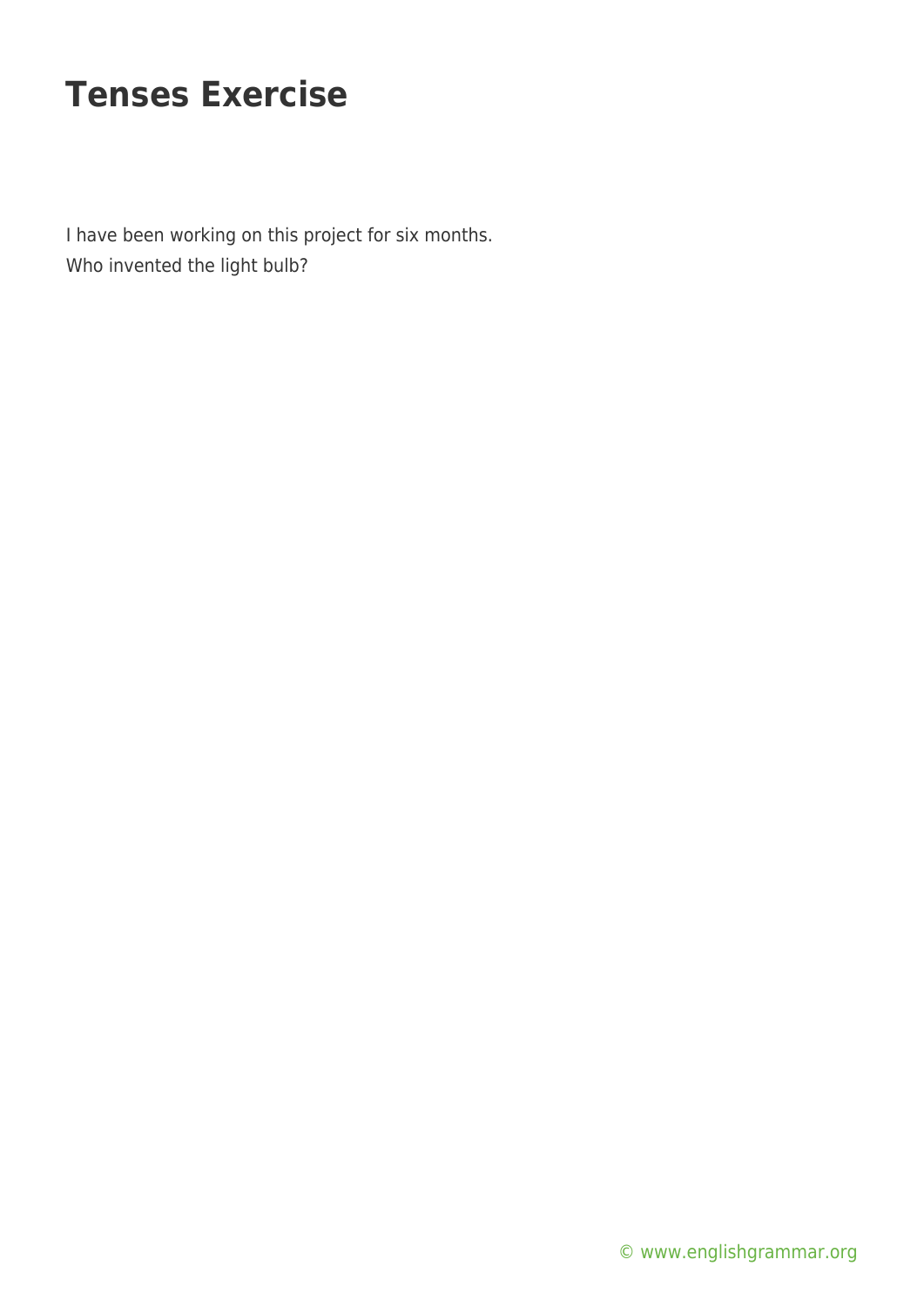# Tenses Exercise

I have been working on this project for six months.
Who invented the light bulb?